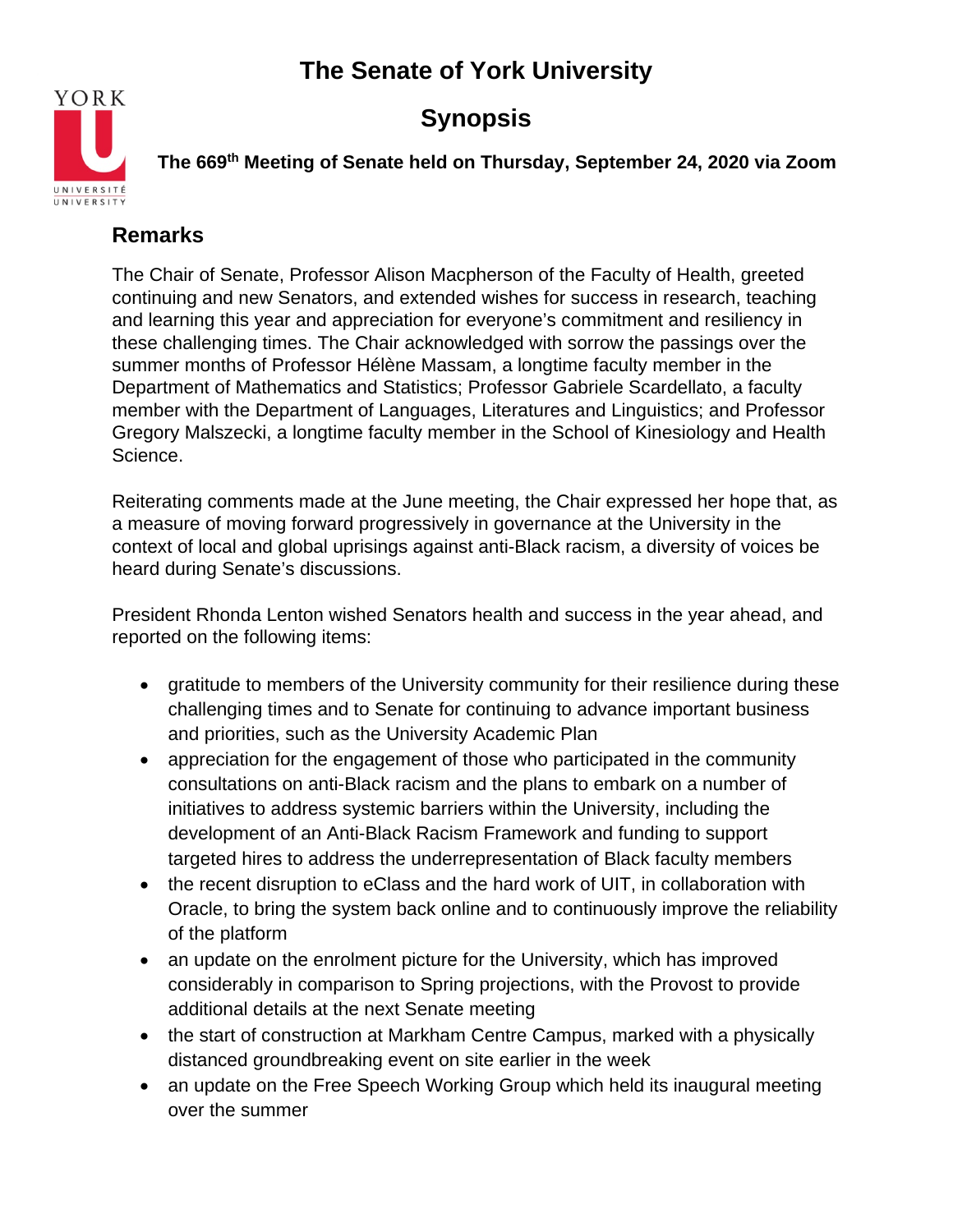# The Senate of York University

# Synopsis

**The 669th Meeting of Senate held on Thursday, September 24, 2020 via Zoom**

## Remarks

The Chair of Senate, Professor Alison Macpherson of the Faculty of Health, greeted continuing and new Senators, and extended wishes for success in research, teaching and learning this year and appreciation for everyone's commitment and resiliency in these challenging times. The Chair acknowledged with sorrow the passings over the summer months of Professor Hélène Massam, a longtime faculty member in the Department of Mathematics and Statistics; Professor Gabriele Scardellato, a faculty member with the Department of Languages, Literatures and Linguistics; and Professor Gregory Malszecki, a longtime faculty member in the School of Kinesiology and Health Science.

Reiterating comments made at the June meeting, the Chair expressed her hope that, as a measure of moving forward progressively in governance at the University in the context of local and global uprisings against anti-Black racism, a diversity of voices be heard during Senate's discussions.

President Rhonda Lenton wished Senators health and success in the year ahead, and reported on the following items:

- gratitude to members of the University community for their resilience during these challenging times and to Senate for continuing to advance important business and priorities, such as the University Academic Plan
- appreciation for the engagement of those who participated in the community consultations on anti-Black racism and the plans to embark on a number of initiatives to address systemic barriers within the University, including the development of an Anti-Black Racism Framework and funding to support targeted hires to address the underrepresentation of Black faculty members
- the recent disruption to eClass and the hard work of UIT, in collaboration with Oracle, to bring the system back online and to continuously improve the reliability of the platform
- an update on the enrolment picture for the University, which has improved considerably in comparison to Spring projections, with the Provost to provide additional details at the next Senate meeting
- the start of construction at Markham Centre Campus, marked with a physically distanced groundbreaking event on site earlier in the week
- an update on the Free Speech Working Group which held its inaugural meeting over the summer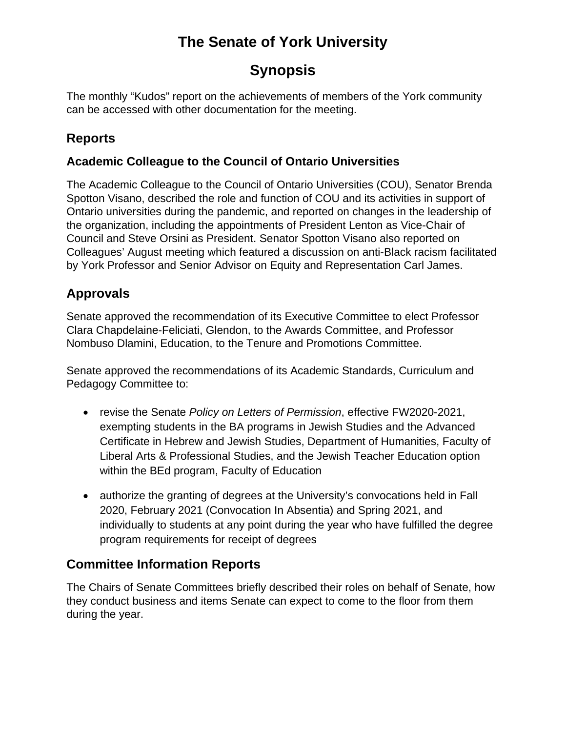# The Senate of York University

# Synopsis

The monthly "Kudos" report on the achievements of members of the York community can be accessed with other documentation for the meeting.

## Reports

### Academic Colleague to the Council of Ontario Universities

The Academic Colleague to the Council of Ontario Universities (COU), Senator Brenda Spotton Visano, described the role and function of COU and its activities in support of Ontario universities during the pandemic, and reported on changes in the leadership of the organization, including the appointments of President Lenton as Vice-Chair of Council and Steve Orsini as President. Senator Spotton Visano also reported on Colleagues' August meeting which featured a discussion on anti-Black racism facilitated by York Professor and Senior Advisor on Equity and Representation Carl James.

## Approvals

Senate approved the recommendation of its Executive Committee to elect Professor Clara Chapdelaine-Feliciati, Glendon, to the Awards Committee, and Professor Nombuso Dlamini, Education, to the Tenure and Promotions Committee.

Senate approved the recommendations of its Academic Standards, Curriculum and Pedagogy Committee to:

- revise the Senate *Policy on Letters of Permission*, effective FW2020-2021, exempting students in the BA programs in Jewish Studies and the Advanced Certificate in Hebrew and Jewish Studies, Department of Humanities, Faculty of Liberal Arts & Professional Studies, and the Jewish Teacher Education option within the BEd program, Faculty of Education

- authorize the granting of degrees at the University's convocations held in Fall 2020, February 2021 (Convocation In Absentia) and Spring 2021, and individually to students at any point during the year who have fulfilled the degree program requirements for receipt of degrees

## Committee Information Reports

The Chairs of Senate Committees briefly described their roles on behalf of Senate, how they conduct business and items Senate can expect to come to the floor from them during the year.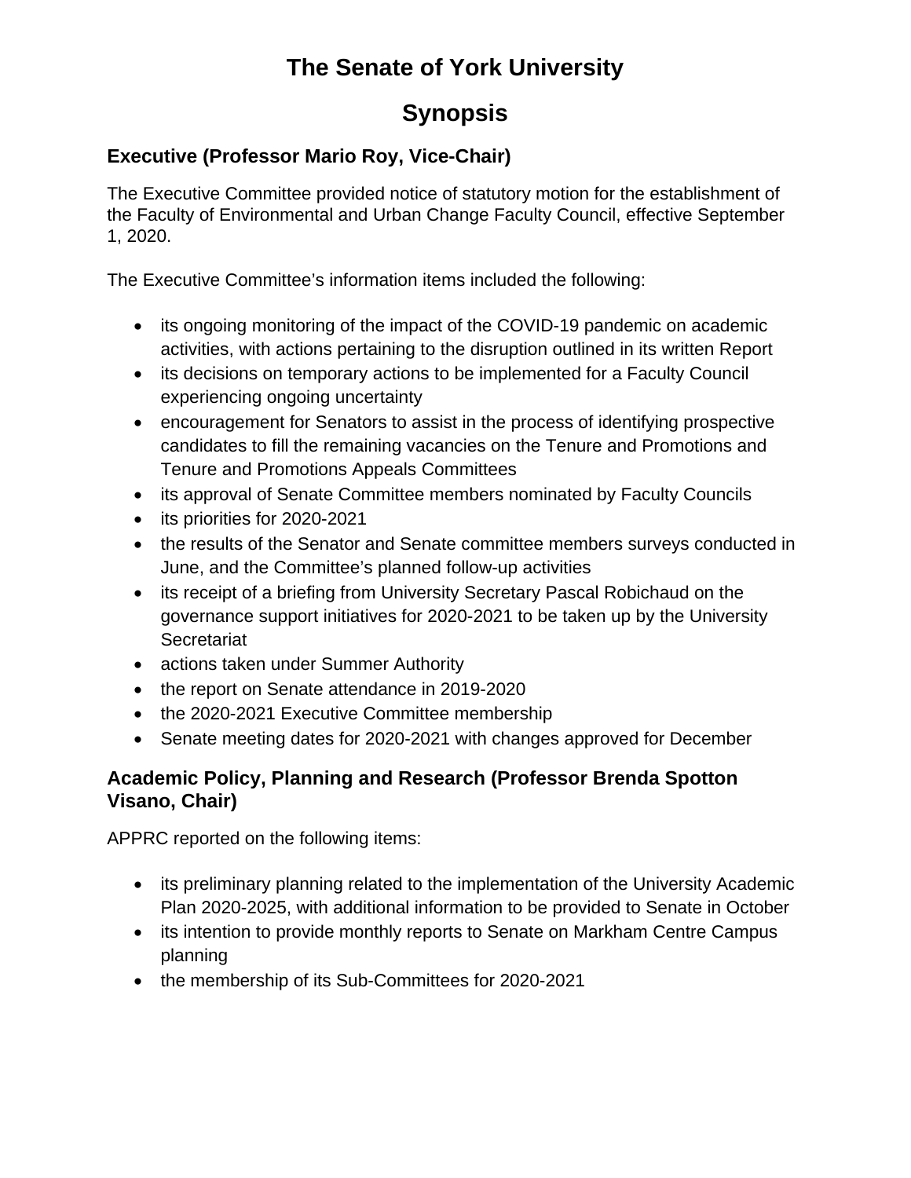# The Senate of York University

# Synopsis

### Executive (Professor Mario Roy, Vice-Chair)

The Executive Committee provided notice of statutory motion for the establishment of the Faculty of Environmental and Urban Change Faculty Council, effective September 1, 2020.

The Executive Committee's information items included the following:

- its ongoing monitoring of the impact of the COVID-19 pandemic on academic activities, with actions pertaining to the disruption outlined in its written Report
- its decisions on temporary actions to be implemented for a Faculty Council experiencing ongoing uncertainty
- encouragement for Senators to assist in the process of identifying prospective candidates to fill the remaining vacancies on the Tenure and Promotions and Tenure and Promotions Appeals Committees
- its approval of Senate Committee members nominated by Faculty Councils
- its priorities for 2020-2021
- the results of the Senator and Senate committee members surveys conducted in June, and the Committee's planned follow-up activities
- its receipt of a briefing from University Secretary Pascal Robichaud on the governance support initiatives for 2020-2021 to be taken up by the University Secretariat
- actions taken under Summer Authority
- the report on Senate attendance in 2019-2020
- the 2020-2021 Executive Committee membership
- Senate meeting dates for 2020-2021 with changes approved for December

### Academic Policy, Planning and Research (Professor Brenda Spotton Visano, Chair)

APPRC reported on the following items:

- its preliminary planning related to the implementation of the University Academic Plan 2020-2025, with additional information to be provided to Senate in October
- its intention to provide monthly reports to Senate on Markham Centre Campus planning
- the membership of its Sub-Committees for 2020-2021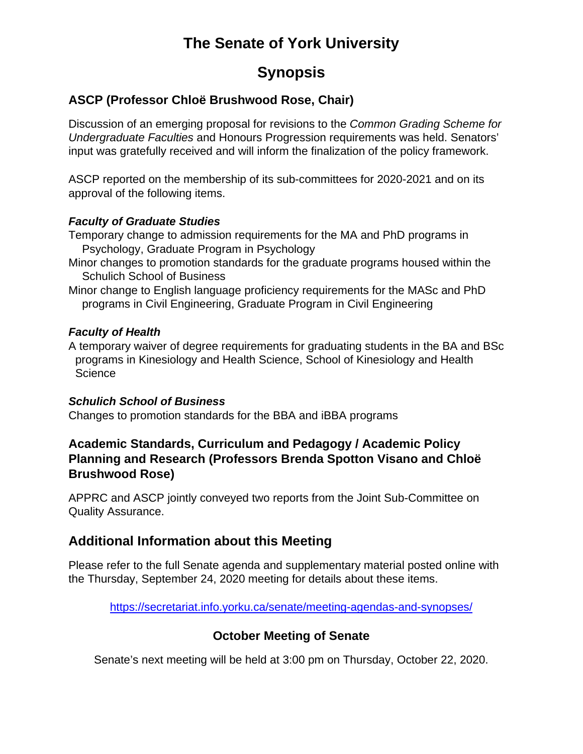# The Senate of York University

# Synopsis

## ASCP (Professor Chloë Brushwood Rose, Chair)

Discussion of an emerging proposal for revisions to the *Common Grading Scheme for Undergraduate Faculties* and Honours Progression requirements was held. Senators' input was gratefully received and will inform the finalization of the policy framework.

ASCP reported on the membership of its sub-committees for 2020-2021 and on its approval of the following items.

***Faculty of Graduate Studies***

Temporary change to admission requirements for the MA and PhD programs in Psychology, Graduate Program in Psychology

Minor changes to promotion standards for the graduate programs housed within the Schulich School of Business

Minor change to English language proficiency requirements for the MASc and PhD programs in Civil Engineering, Graduate Program in Civil Engineering

***Faculty of Health***

A temporary waiver of degree requirements for graduating students in the BA and BSc programs in Kinesiology and Health Science, School of Kinesiology and Health Science

***Schulich School of Business***

Changes to promotion standards for the BBA and iBBA programs

## Academic Standards, Curriculum and Pedagogy / Academic Policy Planning and Research (Professors Brenda Spotton Visano and Chloë Brushwood Rose)

APPRC and ASCP jointly conveyed two reports from the Joint Sub-Committee on Quality Assurance.

## Additional Information about this Meeting

Please refer to the full Senate agenda and supplementary material posted online with the Thursday, September 24, 2020 meeting for details about these items.

https://secretariat.info.yorku.ca/senate/meeting-agendas-and-synopses/

### October Meeting of Senate

Senate's next meeting will be held at 3:00 pm on Thursday, October 22, 2020.